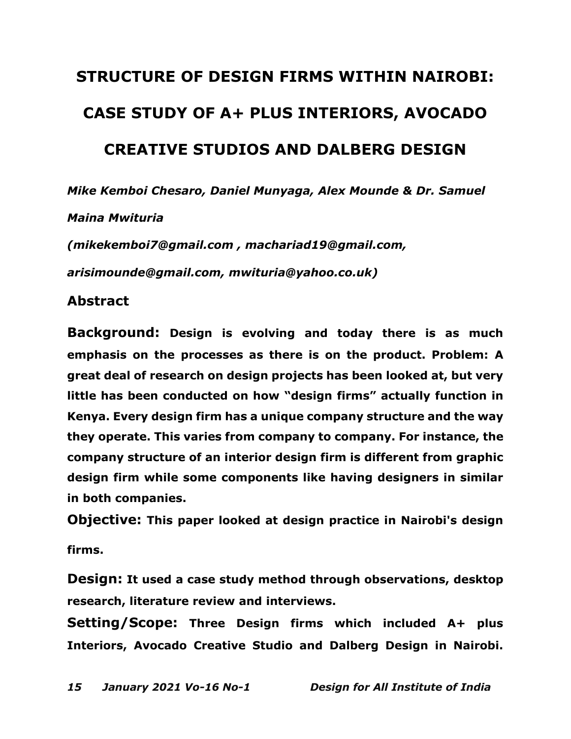# STRUCTURE OF DESIGN FIRMS WITHIN NAIROBI: CASE STUDY OF A+ PLUS INTERIORS, AVOCADO CREATIVE STUDIOS AND DALBERG DESIGN

***Mike Kemboi Chesaro, Daniel Munyaga, Alex Mounde & Dr. Samuel Maina Mwituria***

***(mikekemboi7@gmail.com , machariad19@gmail.com, arisimounde@gmail.com, mwituria@yahoo.co.uk)***

## Abstract

**Background: Design is evolving and today there is as much emphasis on the processes as there is on the product. Problem: A great deal of research on design projects has been looked at, but very little has been conducted on how "design firms" actually function in Kenya. Every design firm has a unique company structure and the way they operate. This varies from company to company. For instance, the company structure of an interior design firm is different from graphic design firm while some components like having designers in similar in both companies.**

**Objective: This paper looked at design practice in Nairobi's design firms.**

**Design: It used a case study method through observations, desktop research, literature review and interviews.**

**Setting/Scope: Three Design firms which included A+ plus Interiors, Avocado Creative Studio and Dalberg Design in Nairobi.**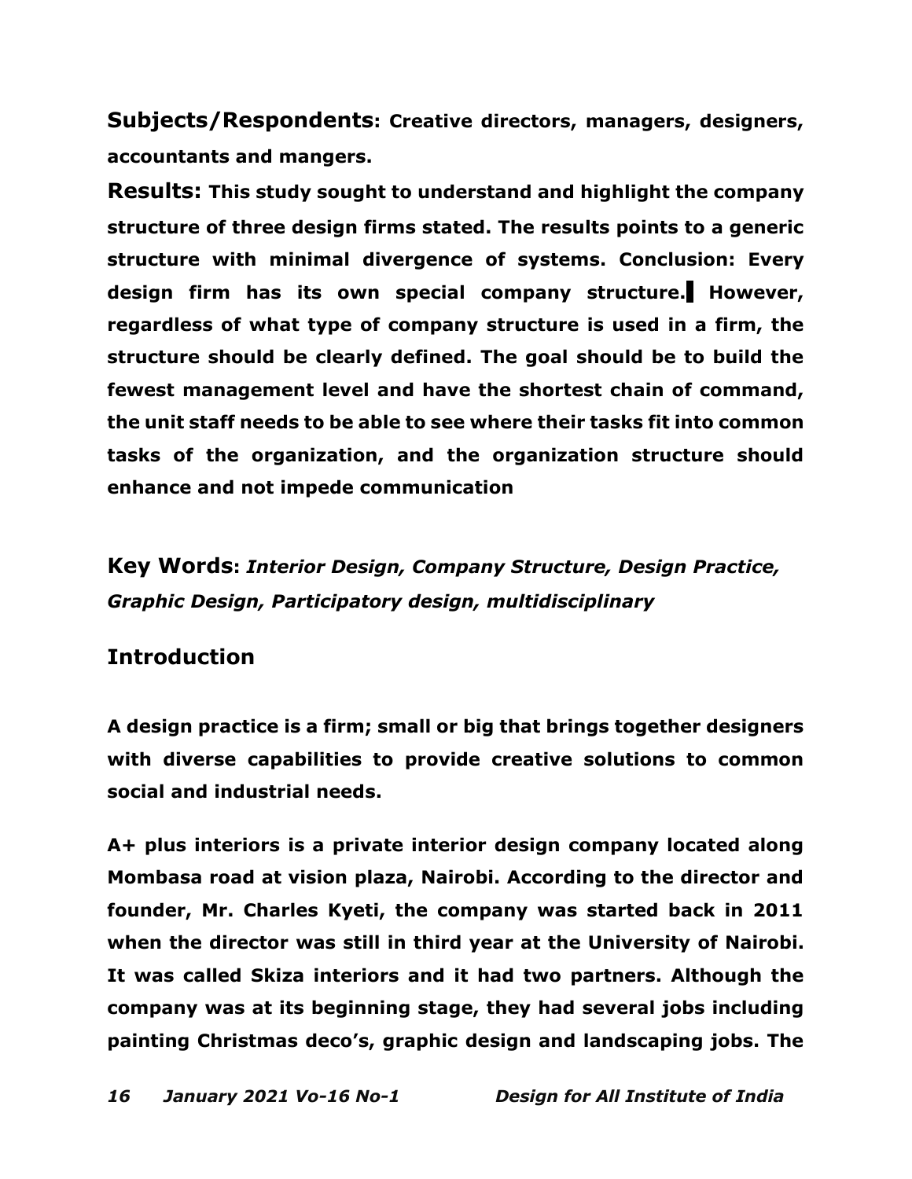**Subjects/Respondents: Creative directors, managers, designers, accountants and mangers.**

**Results: This study sought to understand and highlight the company structure of three design firms stated. The results points to a generic structure with minimal divergence of systems. Conclusion: Every design firm has its own special company structure. However, regardless of what type of company structure is used in a firm, the structure should be clearly defined. The goal should be to build the fewest management level and have the shortest chain of command, the unit staff needs to be able to see where their tasks fit into common tasks of the organization, and the organization structure should enhance and not impede communication**

**Key Words:** ***Interior Design, Company Structure, Design Practice, Graphic Design, Participatory design, multidisciplinary***

## Introduction

**A design practice is a firm; small or big that brings together designers with diverse capabilities to provide creative solutions to common social and industrial needs.**

**A+ plus interiors is a private interior design company located along Mombasa road at vision plaza, Nairobi. According to the director and founder, Mr. Charles Kyeti, the company was started back in 2011 when the director was still in third year at the University of Nairobi. It was called Skiza interiors and it had two partners. Although the company was at its beginning stage, they had several jobs including painting Christmas deco's, graphic design and landscaping jobs. The**